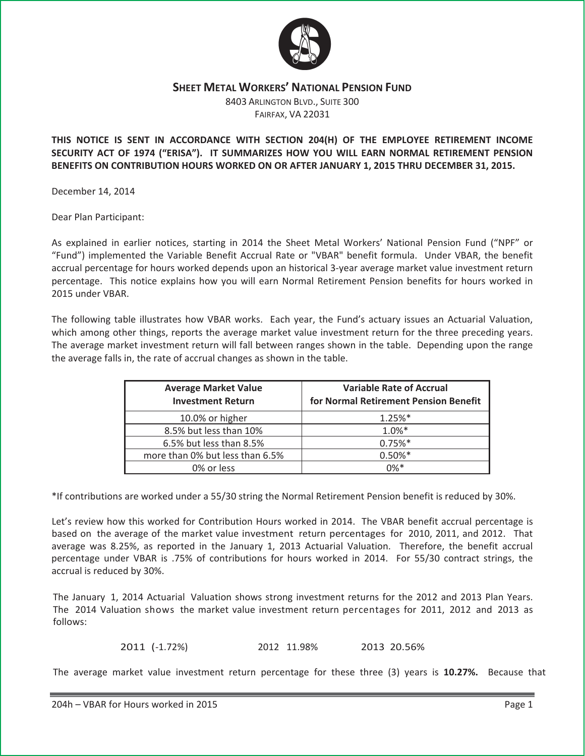# Sheet Metal Workers' National Pension Fund

8403 Arlington Blvd., Suite 300
Fairfax, VA 22031

**THIS NOTICE IS SENT IN ACCORDANCE WITH SECTION 204(H) OF THE EMPLOYEE RETIREMENT INCOME SECURITY ACT OF 1974 ("ERISA"). IT SUMMARIZES HOW YOU WILL EARN NORMAL RETIREMENT PENSION BENEFITS ON CONTRIBUTION HOURS WORKED ON OR AFTER JANUARY 1, 2015 THRU DECEMBER 31, 2015.**

December 14, 2014

Dear Plan Participant:

As explained in earlier notices, starting in 2014 the Sheet Metal Workers' National Pension Fund ("NPF" or "Fund") implemented the Variable Benefit Accrual Rate or "VBAR" benefit formula. Under VBAR, the benefit accrual percentage for hours worked depends upon an historical 3-year average market value investment return percentage. This notice explains how you will earn Normal Retirement Pension benefits for hours worked in 2015 under VBAR.

The following table illustrates how VBAR works. Each year, the Fund's actuary issues an Actuarial Valuation, which among other things, reports the average market value investment return for the three preceding years. The average market investment return will fall between ranges shown in the table. Depending upon the range the average falls in, the rate of accrual changes as shown in the table.

| Average Market Value Investment Return | Variable Rate of Accrual for Normal Retirement Pension Benefit |
|---|---|
| 10.0% or higher | 1.25%* |
| 8.5% but less than 10% | 1.0%* |
| 6.5% but less than 8.5% | 0.75%* |
| more than 0% but less than 6.5% | 0.50%* |
| 0% or less | 0%* |

*If contributions are worked under a 55/30 string the Normal Retirement Pension benefit is reduced by 30%.

Let's review how this worked for Contribution Hours worked in 2014. The VBAR benefit accrual percentage is based on the average of the market value investment return percentages for 2010, 2011, and 2012. That average was 8.25%, as reported in the January 1, 2013 Actuarial Valuation. Therefore, the benefit accrual percentage under VBAR is .75% of contributions for hours worked in 2014. For 55/30 contract strings, the accrual is reduced by 30%.

The January 1, 2014 Actuarial Valuation shows strong investment returns for the 2012 and 2013 Plan Years. The 2014 Valuation shows the market value investment return percentages for 2011, 2012 and 2013 as follows:

2011 (-1.72%) 2012 11.98% 2013 20.56%

The average market value investment return percentage for these three (3) years is **10.27%.** Because that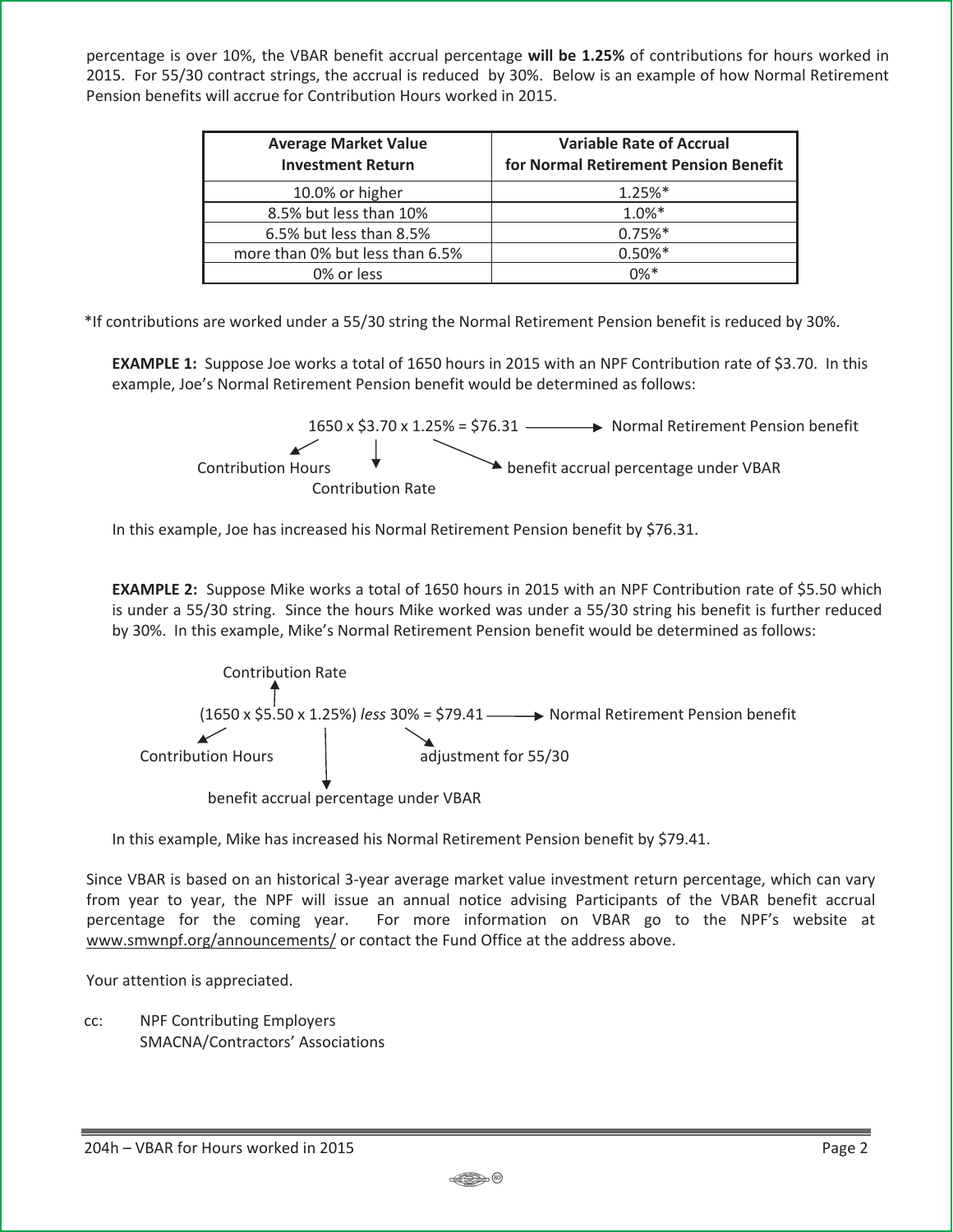percentage is over 10%, the VBAR benefit accrual percentage **will be 1.25%** of contributions for hours worked in 2015. For 55/30 contract strings, the accrual is reduced by 30%. Below is an example of how Normal Retirement Pension benefits will accrue for Contribution Hours worked in 2015.

| Average Market Value Investment Return | Variable Rate of Accrual for Normal Retirement Pension Benefit |
|---|---|
| 10.0% or higher | 1.25%* |
| 8.5% but less than 10% | 1.0%* |
| 6.5% but less than 8.5% | 0.75%* |
| more than 0% but less than 6.5% | 0.50%* |
| 0% or less | 0%* |

*If contributions are worked under a 55/30 string the Normal Retirement Pension benefit is reduced by 30%.

**EXAMPLE 1:** Suppose Joe works a total of 1650 hours in 2015 with an NPF Contribution rate of $3.70. In this example, Joe's Normal Retirement Pension benefit would be determined as follows:

1650 x $3.70 x 1.25% = $76.31 → Normal Retirement Pension benefit

- 1650 → Contribution Hours
- $3.70 → Contribution Rate
- 1.25% → benefit accrual percentage under VBAR

In this example, Joe has increased his Normal Retirement Pension benefit by $76.31.

**EXAMPLE 2:** Suppose Mike works a total of 1650 hours in 2015 with an NPF Contribution rate of $5.50 which is under a 55/30 string. Since the hours Mike worked was under a 55/30 string his benefit is further reduced by 30%. In this example, Mike's Normal Retirement Pension benefit would be determined as follows:

(1650 x $5.50 x 1.25%) *less* 30% = $79.41 → Normal Retirement Pension benefit

- 1650 → Contribution Hours
- $5.50 → Contribution Rate
- 1.25% → benefit accrual percentage under VBAR
- 30% → adjustment for 55/30

In this example, Mike has increased his Normal Retirement Pension benefit by $79.41.

Since VBAR is based on an historical 3-year average market value investment return percentage, which can vary from year to year, the NPF will issue an annual notice advising Participants of the VBAR benefit accrual percentage for the coming year. For more information on VBAR go to the NPF's website at www.smwnpf.org/announcements/ or contact the Fund Office at the address above.

Your attention is appreciated.

cc: NPF Contributing Employers
SMACNA/Contractors' Associations